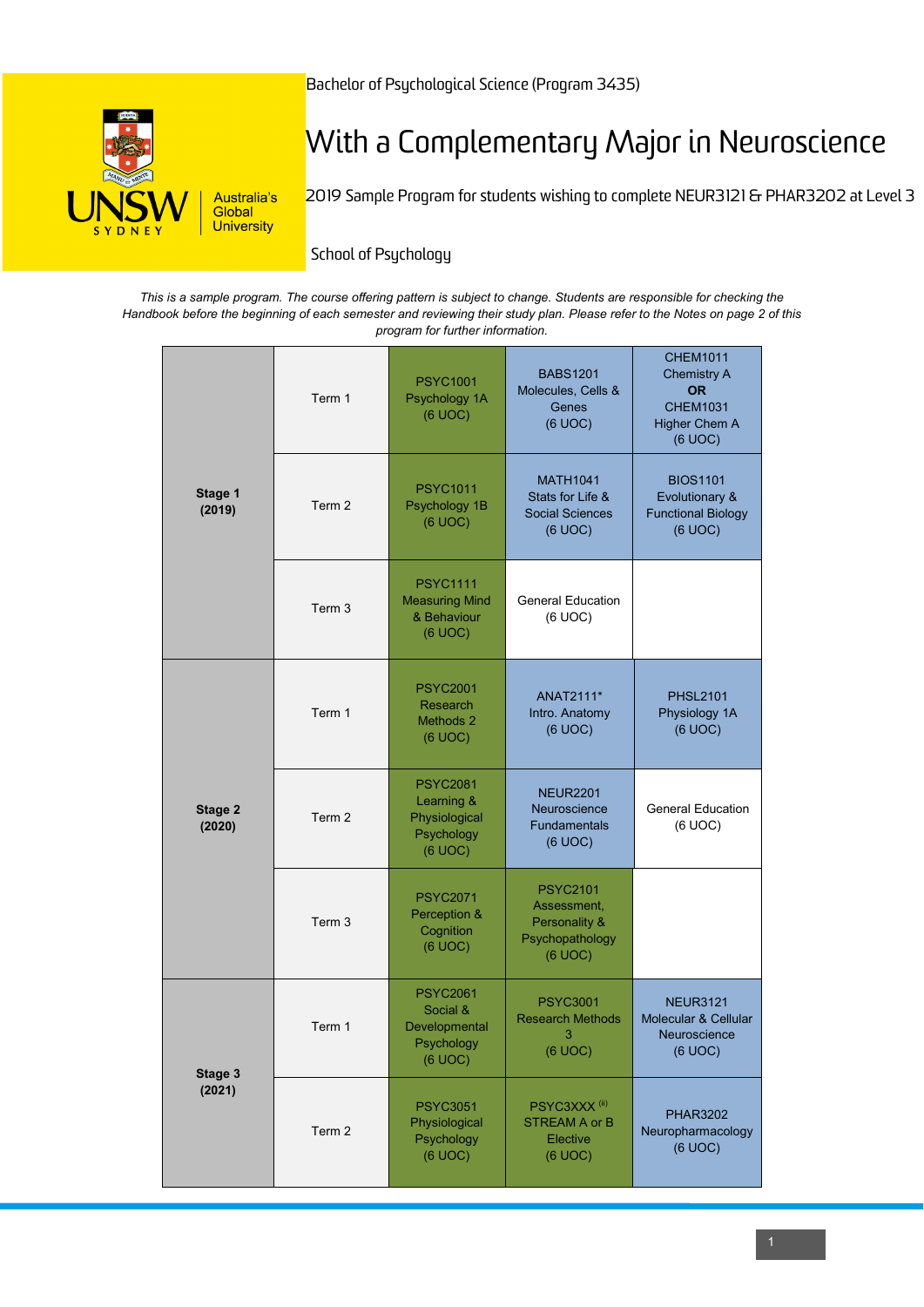Bachelor of Psychological Science (Program 3435)

# With a Complementary Major in Neuroscience

2019 Sample Program for students wishing to complete NEUR3121 & PHAR3202 at Level 3

School of Psychology

*This is a sample program. The course offering pattern is subject to change. Students are responsible for checking the Handbook before the beginning of each semester and reviewing their study plan. Please refer to the Notes on page 2 of this program for further information.*

| Stage | Term | | | |
|---|---|---|---|---|
| **Stage 1 (2019)** | Term 1 | PSYC1001 Psychology 1A (6 UOC) | BABS1201 Molecules, Cells & Genes (6 UOC) | CHEM1011 Chemistry A **OR** CHEM1031 Higher Chem A (6 UOC) |
| | Term 2 | PSYC1011 Psychology 1B (6 UOC) | MATH1041 Stats for Life & Social Sciences (6 UOC) | BIOS1101 Evolutionary & Functional Biology (6 UOC) |
| | Term 3 | PSYC1111 Measuring Mind & Behaviour (6 UOC) | General Education (6 UOC) | |
| **Stage 2 (2020)** | Term 1 | PSYC2001 Research Methods 2 (6 UOC) | ANAT2111* Intro. Anatomy (6 UOC) | PHSL2101 Physiology 1A (6 UOC) |
| | Term 2 | PSYC2081 Learning & Physiological Psychology (6 UOC) | NEUR2201 Neuroscience Fundamentals (6 UOC) | General Education (6 UOC) |
| | Term 3 | PSYC2071 Perception & Cognition (6 UOC) | PSYC2101 Assessment, Personality & Psychopathology (6 UOC) | |
| **Stage 3 (2021)** | Term 1 | PSYC2061 Social & Developmental Psychology (6 UOC) | PSYC3001 Research Methods 3 (6 UOC) | NEUR3121 Molecular & Cellular Neuroscience (6 UOC) |
| | Term 2 | PSYC3051 Physiological Psychology (6 UOC) | PSYC3XXX [(ii)] STREAM A or B Elective (6 UOC) | PHAR3202 Neuropharmacology (6 UOC) |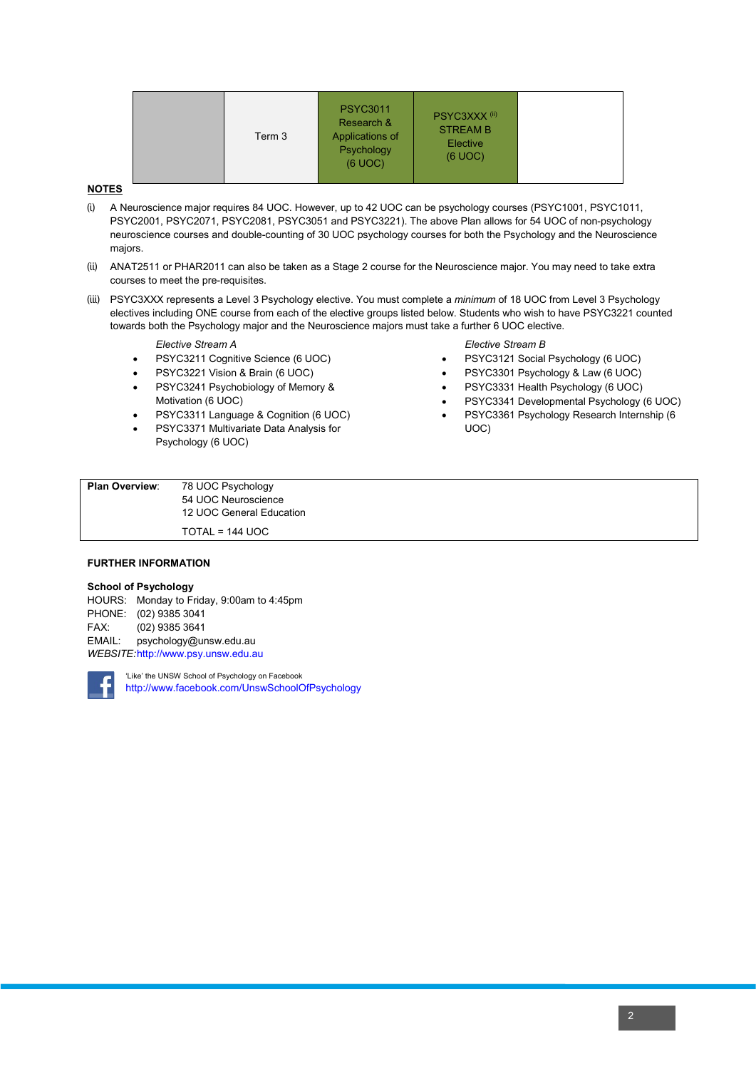| | | | | |
|---|---|---|---|---|
| | Term 3 | PSYC3011 Research & Applications of Psychology (6 UOC) | PSYC3XXX [ii] STREAM B Elective (6 UOC) | |

**NOTES**

(i) A Neuroscience major requires 84 UOC. However, up to 42 UOC can be psychology courses (PSYC1001, PSYC1011, PSYC2001, PSYC2071, PSYC2081, PSYC3051 and PSYC3221). The above Plan allows for 54 UOC of non-psychology neuroscience courses and double-counting of 30 UOC psychology courses for both the Psychology and the Neuroscience majors.

(ii) ANAT2511 or PHAR2011 can also be taken as a Stage 2 course for the Neuroscience major. You may need to take extra courses to meet the pre-requisites.

(iii) PSYC3XXX represents a Level 3 Psychology elective. You must complete a *minimum* of 18 UOC from Level 3 Psychology electives including ONE course from each of the elective groups listed below. Students who wish to have PSYC3221 counted towards both the Psychology major and the Neuroscience majors must take a further 6 UOC elective.

*Elective Stream A*

- PSYC3211 Cognitive Science (6 UOC)
- PSYC3221 Vision & Brain (6 UOC)
- PSYC3241 Psychobiology of Memory & Motivation (6 UOC)
- PSYC3311 Language & Cognition (6 UOC)
- PSYC3371 Multivariate Data Analysis for Psychology (6 UOC)

*Elective Stream B*

- PSYC3121 Social Psychology (6 UOC)
- PSYC3301 Psychology & Law (6 UOC)
- PSYC3331 Health Psychology (6 UOC)
- PSYC3341 Developmental Psychology (6 UOC)
- PSYC3361 Psychology Research Internship (6 UOC)

| | |
|---|---|
| **Plan Overview**: | 78 UOC Psychology<br>54 UOC Neuroscience<br>12 UOC General Education<br><br>TOTAL = 144 UOC |

**FURTHER INFORMATION**

**School of Psychology**
HOURS: Monday to Friday, 9:00am to 4:45pm
PHONE: (02) 9385 3041
FAX: (02) 9385 3641
EMAIL: psychology@unsw.edu.au
*WEBSITE:* http://www.psy.unsw.edu.au

'Like' the UNSW School of Psychology on Facebook
http://www.facebook.com/UnswSchoolOfPsychology